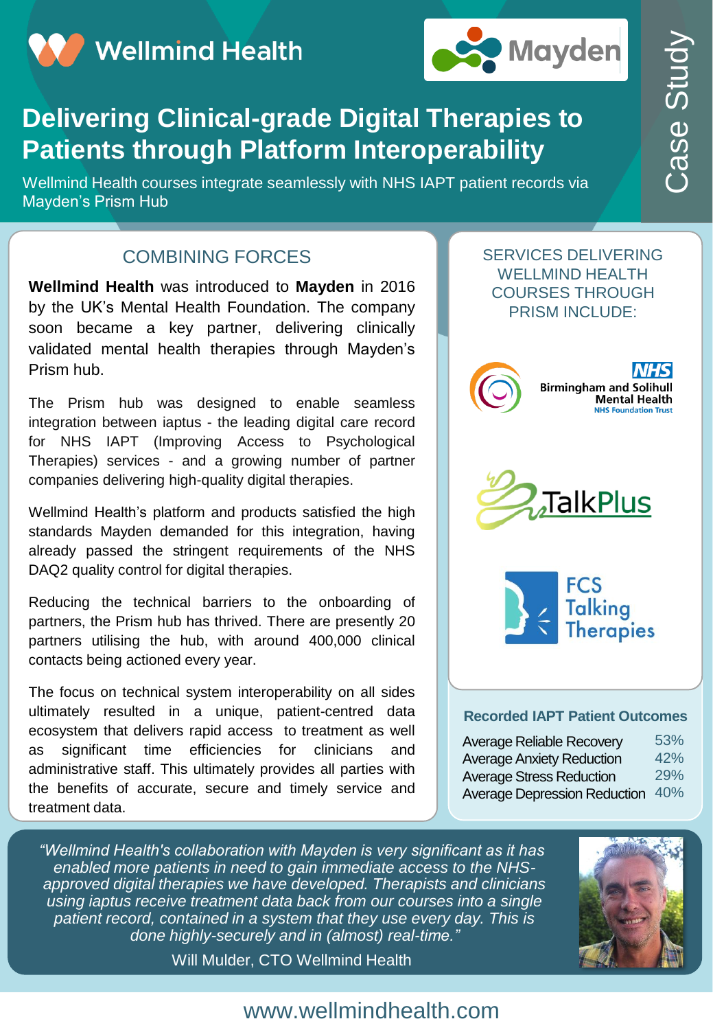Wellmind Health

Mayden

Case Study

# Delivering Clinical-grade Digital Therapies to Patients through Platform Interoperability

Wellmind Health courses integrate seamlessly with NHS IAPT patient records via Mayden's Prism Hub

## COMBINING FORCES

**Wellmind Health** was introduced to **Mayden** in 2016 by the UK's Mental Health Foundation. The company soon became a key partner, delivering clinically validated mental health therapies through Mayden's Prism hub.

The Prism hub was designed to enable seamless integration between iaptus - the leading digital care record for NHS IAPT (Improving Access to Psychological Therapies) services - and a growing number of partner companies delivering high-quality digital therapies.

Wellmind Health's platform and products satisfied the high standards Mayden demanded for this integration, having already passed the stringent requirements of the NHS DAQ2 quality control for digital therapies.

Reducing the technical barriers to the onboarding of partners, the Prism hub has thrived. There are presently 20 partners utilising the hub, with around 400,000 clinical contacts being actioned every year.

The focus on technical system interoperability on all sides ultimately resulted in a unique, patient-centred data ecosystem that delivers rapid access to treatment as well as significant time efficiencies for clinicians and administrative staff. This ultimately provides all parties with the benefits of accurate, secure and timely service and treatment data.

## SERVICES DELIVERING WELLMIND HEALTH COURSES THROUGH PRISM INCLUDE:

- NHS Birmingham and Solihull Mental Health NHS Foundation Trust
- TalkPlus
- FCS Talking Therapies

### Recorded IAPT Patient Outcomes

| Outcome | % |
|---|---|
| Average Reliable Recovery | 53% |
| Average Anxiety Reduction | 42% |
| Average Stress Reduction | 29% |
| Average Depression Reduction | 40% |

*"Wellmind Health's collaboration with Mayden is very significant as it has enabled more patients in need to gain immediate access to the NHS-approved digital therapies we have developed. Therapists and clinicians using iaptus receive treatment data back from our courses into a single patient record, contained in a system that they use every day. This is done highly-securely and in (almost) real-time."*

Will Mulder, CTO Wellmind Health

www.wellmindhealth.com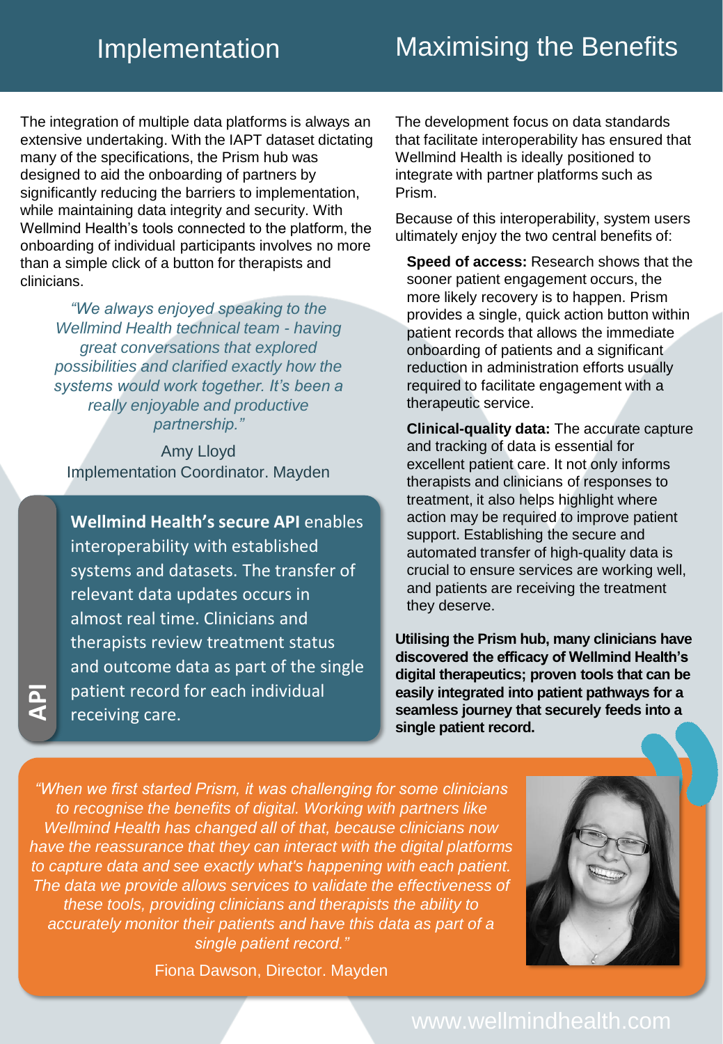## Implementation

The integration of multiple data platforms is always an extensive undertaking. With the IAPT dataset dictating many of the specifications, the Prism hub was designed to aid the onboarding of partners by significantly reducing the barriers to implementation, while maintaining data integrity and security. With Wellmind Health's tools connected to the platform, the onboarding of individual participants involves no more than a simple click of a button for therapists and clinicians.

*"We always enjoyed speaking to the Wellmind Health technical team - having great conversations that explored possibilities and clarified exactly how the systems would work together. It's been a really enjoyable and productive partnership."*

Amy Lloyd
Implementation Coordinator. Mayden

**API**

**Wellmind Health's secure API** enables interoperability with established systems and datasets. The transfer of relevant data updates occurs in almost real time. Clinicians and therapists review treatment status and outcome data as part of the single patient record for each individual receiving care.

## Maximising the Benefits

The development focus on data standards that facilitate interoperability has ensured that Wellmind Health is ideally positioned to integrate with partner platforms such as Prism.

Because of this interoperability, system users ultimately enjoy the two central benefits of:

**Speed of access:** Research shows that the sooner patient engagement occurs, the more likely recovery is to happen. Prism provides a single, quick action button within patient records that allows the immediate onboarding of patients and a significant reduction in administration efforts usually required to facilitate engagement with a therapeutic service.

**Clinical-quality data:** The accurate capture and tracking of data is essential for excellent patient care. It not only informs therapists and clinicians of responses to treatment, it also helps highlight where action may be required to improve patient support. Establishing the secure and automated transfer of high-quality data is crucial to ensure services are working well, and patients are receiving the treatment they deserve.

**Utilising the Prism hub, many clinicians have discovered the efficacy of Wellmind Health's digital therapeutics; proven tools that can be easily integrated into patient pathways for a seamless journey that securely feeds into a single patient record.**

*"When we first started Prism, it was challenging for some clinicians to recognise the benefits of digital. Working with partners like Wellmind Health has changed all of that, because clinicians now have the reassurance that they can interact with the digital platforms to capture data and see exactly what's happening with each patient. The data we provide allows services to validate the effectiveness of these tools, providing clinicians and therapists the ability to accurately monitor their patients and have this data as part of a single patient record."*

Fiona Dawson, Director. Mayden

www.wellmindhealth.com